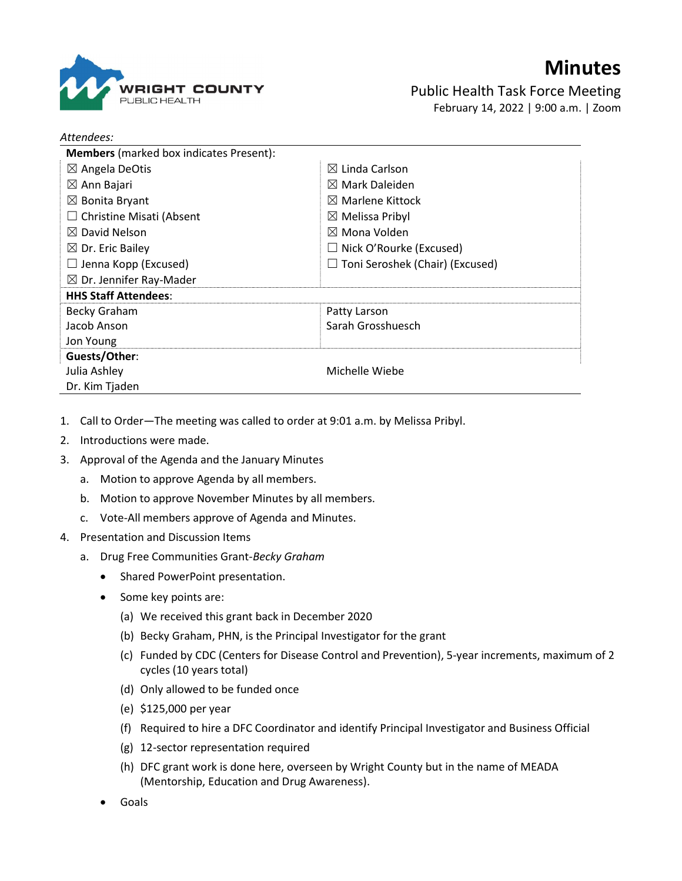WRIGHT COUNTY
PUBLIC HEALTH

# Minutes

Public Health Task Force Meeting
February 14, 2022 | 9:00 a.m. | Zoom

*Attendees:*

| **Members** (marked box indicates Present): | |
|---|---|
| ☒ Angela DeOtis | ☒ Linda Carlson |
| ☒ Ann Bajari | ☒ Mark Daleiden |
| ☒ Bonita Bryant | ☒ Marlene Kittock |
| ☐ Christine Misati (Absent | ☒ Melissa Pribyl |
| ☒ David Nelson | ☒ Mona Volden |
| ☒ Dr. Eric Bailey | ☐ Nick O'Rourke (Excused) |
| ☐ Jenna Kopp (Excused) | ☐ Toni Seroshek (Chair) (Excused) |
| ☒ Dr. Jennifer Ray-Mader | |
| **HHS Staff Attendees**: | |
| Becky Graham | Patty Larson |
| Jacob Anson | Sarah Grosshuesch |
| Jon Young | |
| **Guests/Other**: | |
| Julia Ashley | Michelle Wiebe |
| Dr. Kim Tjaden | |

1. Call to Order—The meeting was called to order at 9:01 a.m. by Melissa Pribyl.
2. Introductions were made.
3. Approval of the Agenda and the January Minutes
   a. Motion to approve Agenda by all members.
   b. Motion to approve November Minutes by all members.
   c. Vote-All members approve of Agenda and Minutes.
4. Presentation and Discussion Items
   a. Drug Free Communities Grant-*Becky Graham*
      - Shared PowerPoint presentation.
      - Some key points are:
        (a) We received this grant back in December 2020
        (b) Becky Graham, PHN, is the Principal Investigator for the grant
        (c) Funded by CDC (Centers for Disease Control and Prevention), 5-year increments, maximum of 2 cycles (10 years total)
        (d) Only allowed to be funded once
        (e) $125,000 per year
        (f) Required to hire a DFC Coordinator and identify Principal Investigator and Business Official
        (g) 12-sector representation required
        (h) DFC grant work is done here, overseen by Wright County but in the name of MEADA (Mentorship, Education and Drug Awareness).
      - Goals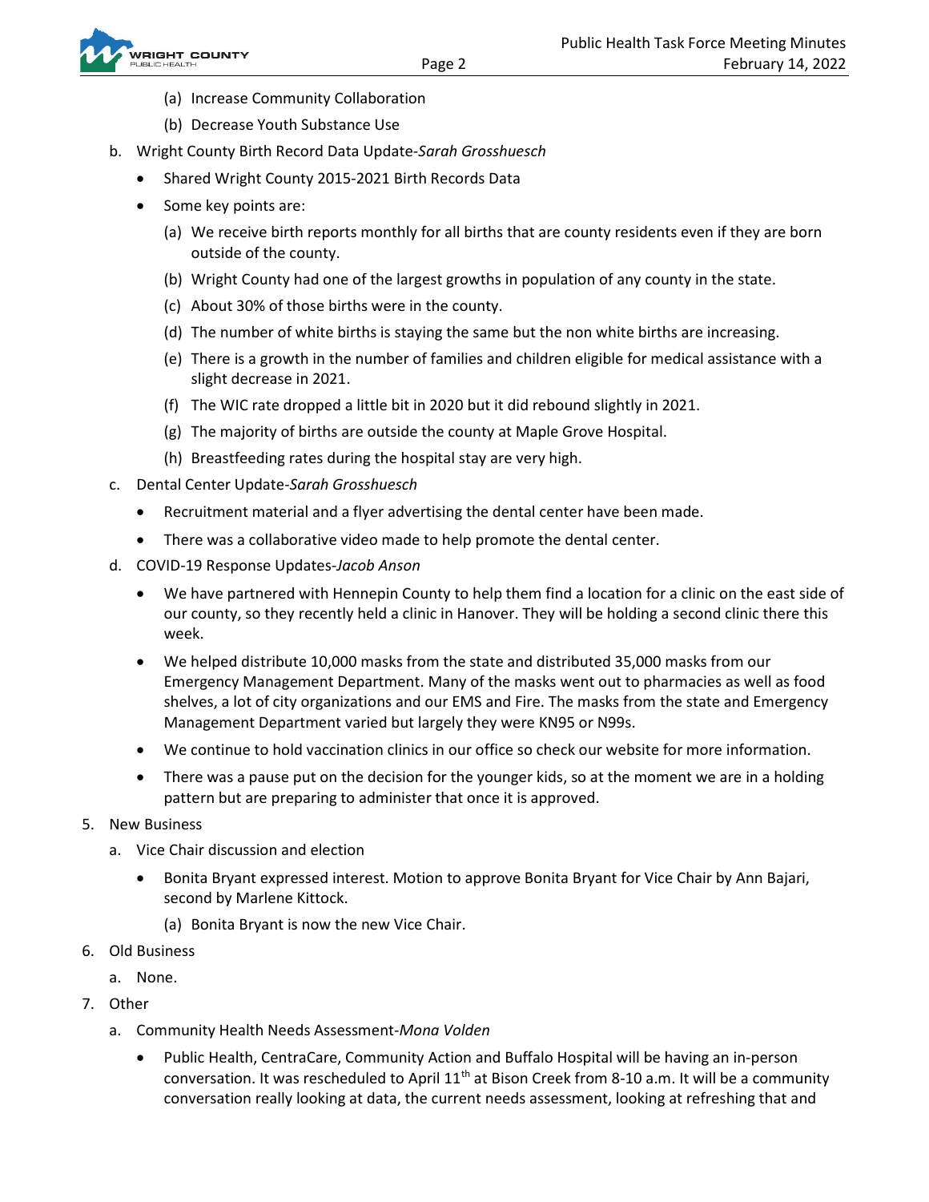(a) Increase Community Collaboration
   (b) Decrease Youth Substance Use

b. Wright County Birth Record Data Update-*Sarah Grosshuesch*
   - Shared Wright County 2015-2021 Birth Records Data
   - Some key points are:
      (a) We receive birth reports monthly for all births that are county residents even if they are born outside of the county.
      (b) Wright County had one of the largest growths in population of any county in the state.
      (c) About 30% of those births were in the county.
      (d) The number of white births is staying the same but the non white births are increasing.
      (e) There is a growth in the number of families and children eligible for medical assistance with a slight decrease in 2021.
      (f) The WIC rate dropped a little bit in 2020 but it did rebound slightly in 2021.
      (g) The majority of births are outside the county at Maple Grove Hospital.
      (h) Breastfeeding rates during the hospital stay are very high.

c. Dental Center Update-*Sarah Grosshuesch*
   - Recruitment material and a flyer advertising the dental center have been made.
   - There was a collaborative video made to help promote the dental center.

d. COVID-19 Response Updates-*Jacob Anson*
   - We have partnered with Hennepin County to help them find a location for a clinic on the east side of our county, so they recently held a clinic in Hanover. They will be holding a second clinic there this week.
   - We helped distribute 10,000 masks from the state and distributed 35,000 masks from our Emergency Management Department. Many of the masks went out to pharmacies as well as food shelves, a lot of city organizations and our EMS and Fire. The masks from the state and Emergency Management Department varied but largely they were KN95 or N99s.
   - We continue to hold vaccination clinics in our office so check our website for more information.
   - There was a pause put on the decision for the younger kids, so at the moment we are in a holding pattern but are preparing to administer that once it is approved.

5. New Business
   a. Vice Chair discussion and election
      - Bonita Bryant expressed interest. Motion to approve Bonita Bryant for Vice Chair by Ann Bajari, second by Marlene Kittock.
         (a) Bonita Bryant is now the new Vice Chair.

6. Old Business
   a. None.

7. Other
   a. Community Health Needs Assessment-*Mona Volden*
      - Public Health, CentraCare, Community Action and Buffalo Hospital will be having an in-person conversation. It was rescheduled to April 11th at Bison Creek from 8-10 a.m. It will be a community conversation really looking at data, the current needs assessment, looking at refreshing that and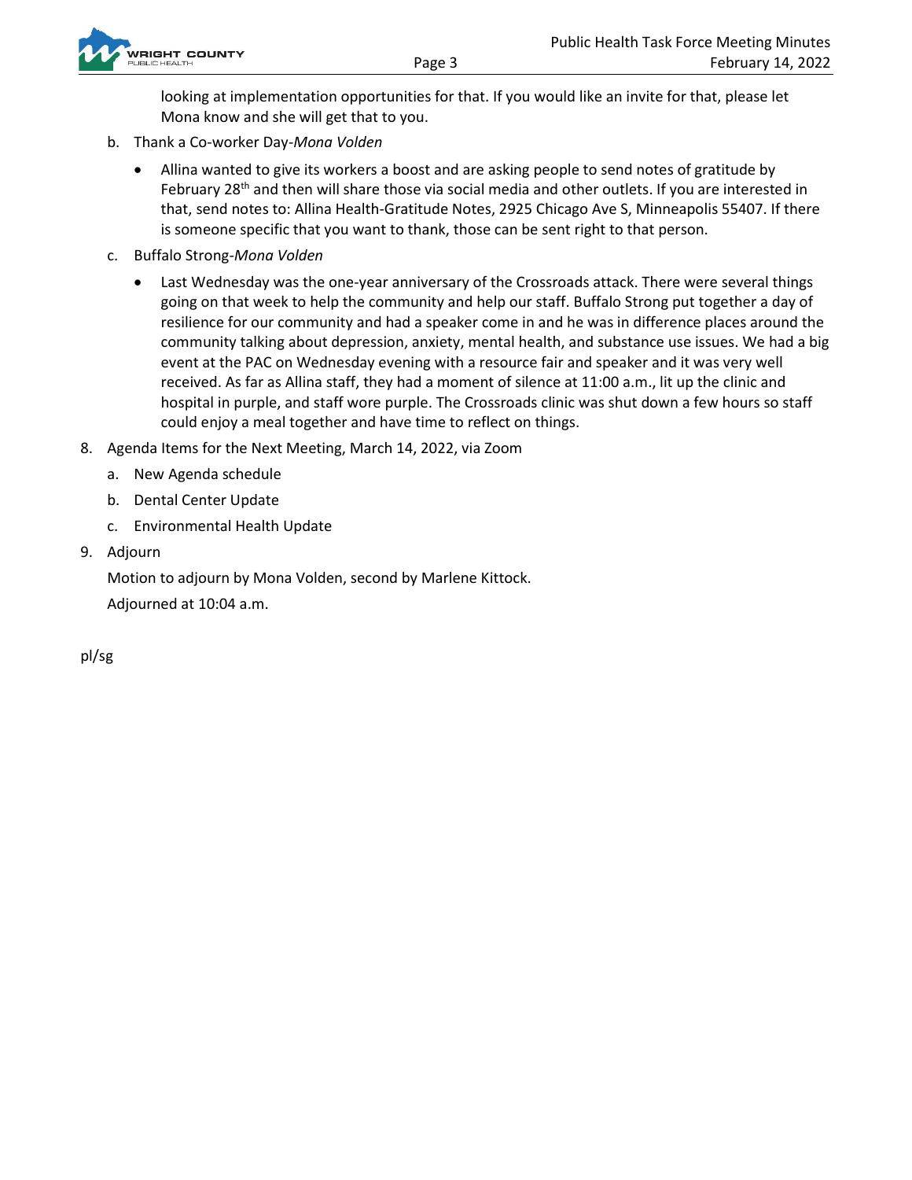looking at implementation opportunities for that. If you would like an invite for that, please let Mona know and she will get that to you.

b. Thank a Co-worker Day-*Mona Volden*
   - Allina wanted to give its workers a boost and are asking people to send notes of gratitude by February 28th and then will share those via social media and other outlets. If you are interested in that, send notes to: Allina Health-Gratitude Notes, 2925 Chicago Ave S, Minneapolis 55407. If there is someone specific that you want to thank, those can be sent right to that person.

c. Buffalo Strong-*Mona Volden*
   - Last Wednesday was the one-year anniversary of the Crossroads attack. There were several things going on that week to help the community and help our staff. Buffalo Strong put together a day of resilience for our community and had a speaker come in and he was in difference places around the community talking about depression, anxiety, mental health, and substance use issues. We had a big event at the PAC on Wednesday evening with a resource fair and speaker and it was very well received. As far as Allina staff, they had a moment of silence at 11:00 a.m., lit up the clinic and hospital in purple, and staff wore purple. The Crossroads clinic was shut down a few hours so staff could enjoy a meal together and have time to reflect on things.

8. Agenda Items for the Next Meeting, March 14, 2022, via Zoom
   a. New Agenda schedule
   b. Dental Center Update
   c. Environmental Health Update

9. Adjourn

   Motion to adjourn by Mona Volden, second by Marlene Kittock.

   Adjourned at 10:04 a.m.

pl/sg